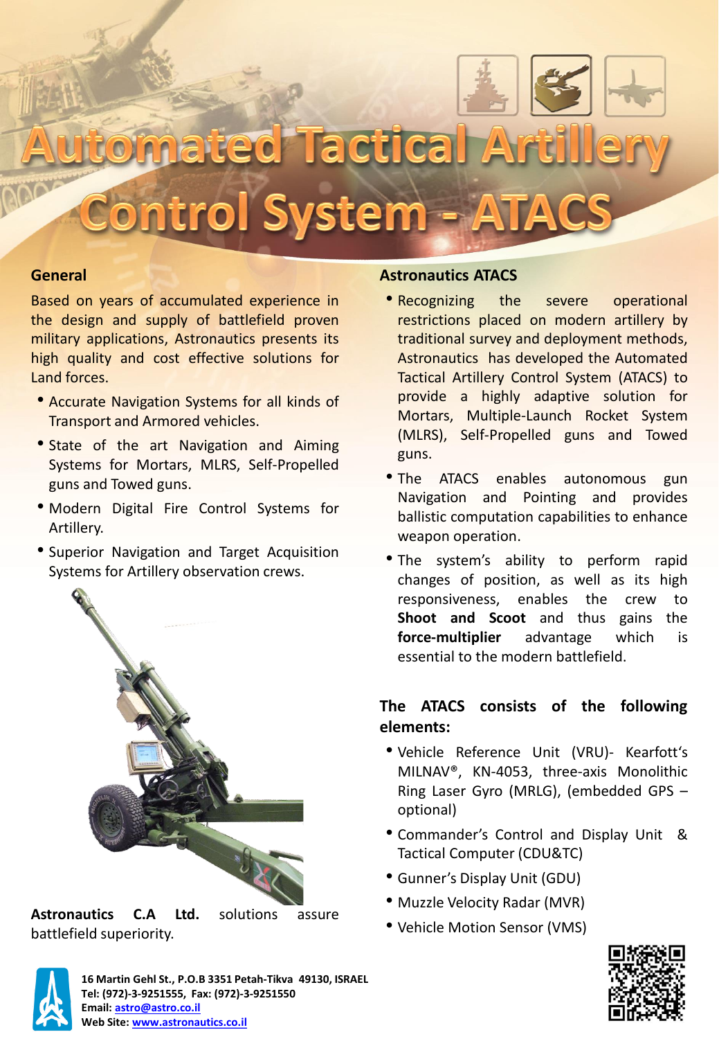# Automated Tactical Artillery Control System - ATACS

## General

Based on years of accumulated experience in the design and supply of battlefield proven military applications, Astronautics presents its high quality and cost effective solutions for Land forces.

- Accurate Navigation Systems for all kinds of Transport and Armored vehicles.
- State of the art Navigation and Aiming Systems for Mortars, MLRS, Self-Propelled guns and Towed guns.
- Modern Digital Fire Control Systems for Artillery.
- Superior Navigation and Target Acquisition Systems for Artillery observation crews.

**Astronautics C.A Ltd.** solutions assure battlefield superiority.

## Astronautics ATACS

- Recognizing the severe operational restrictions placed on modern artillery by traditional survey and deployment methods, Astronautics has developed the Automated Tactical Artillery Control System (ATACS) to provide a highly adaptive solution for Mortars, Multiple-Launch Rocket System (MLRS), Self-Propelled guns and Towed guns.
- The ATACS enables autonomous gun Navigation and Pointing and provides ballistic computation capabilities to enhance weapon operation.
- The system's ability to perform rapid changes of position, as well as its high responsiveness, enables the crew to **Shoot and Scoot** and thus gains the **force-multiplier** advantage which is essential to the modern battlefield.

## The ATACS consists of the following elements:

- Vehicle Reference Unit (VRU)- Kearfott's MILNAV®, KN-4053, three-axis Monolithic Ring Laser Gyro (MRLG), (embedded GPS – optional)
- Commander's Control and Display Unit & Tactical Computer (CDU&TC)
- Gunner's Display Unit (GDU)
- Muzzle Velocity Radar (MVR)
- Vehicle Motion Sensor (VMS)

**16 Martin Gehl St., P.O.B 3351 Petah-Tikva 49130, ISRAEL**
**Tel: (972)-3-9251555, Fax: (972)-3-9251550**
**Email: astro@astro.co.il**
**Web Site: www.astronautics.co.il**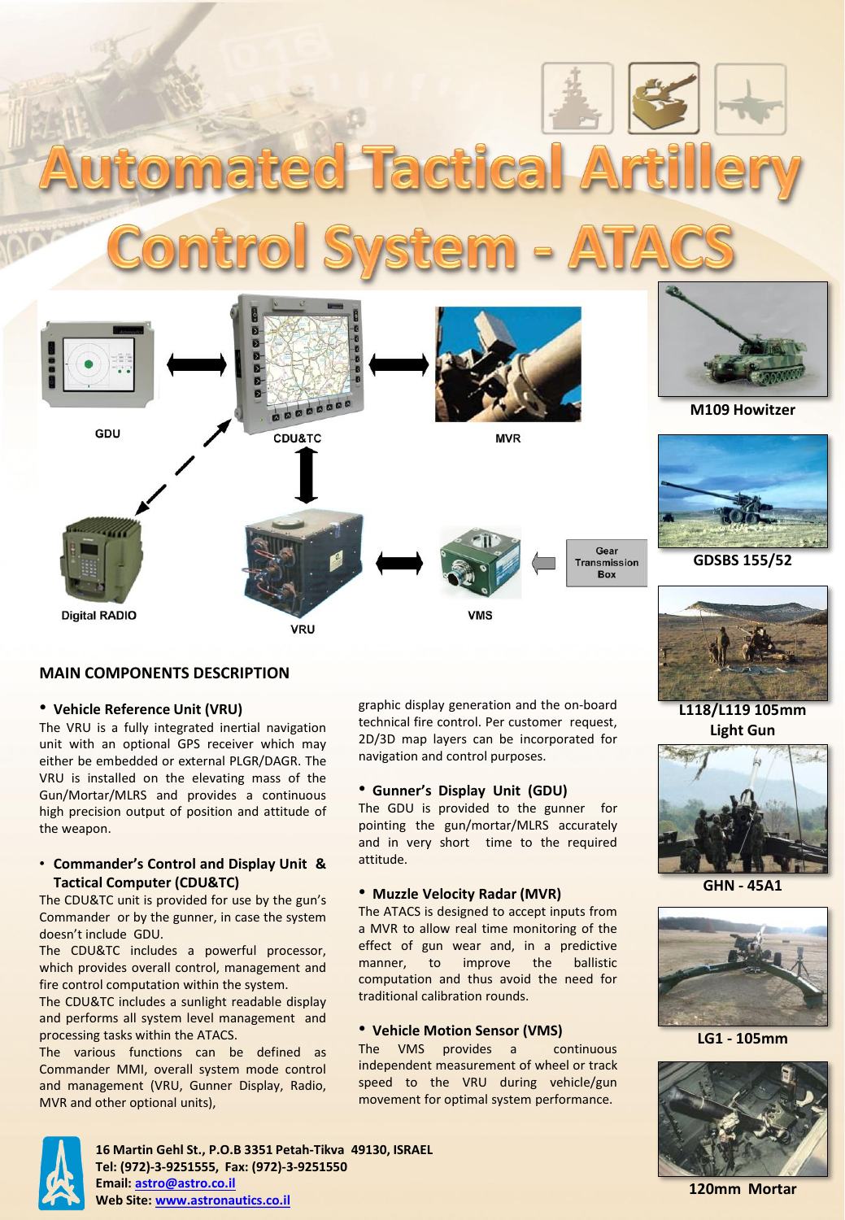# Automated Tactical Artillery Control System - ATACS

GDU

CDU&TC

MVR

Digital RADIO

VRU

VMS

Gear Transmission Box

M109 Howitzer

GDSBS 155/52

L118/L119 105mm Light Gun

GHN - 45A1

LG1 - 105mm

120mm Mortar

## MAIN COMPONENTS DESCRIPTION

- **Vehicle Reference Unit (VRU)**

The VRU is a fully integrated inertial navigation unit with an optional GPS receiver which may either be embedded or external PLGR/DAGR. The VRU is installed on the elevating mass of the Gun/Mortar/MLRS and provides a continuous high precision output of position and attitude of the weapon.

- **Commander's Control and Display Unit & Tactical Computer (CDU&TC)**

The CDU&TC unit is provided for use by the gun's Commander or by the gunner, in case the system doesn't include GDU.

The CDU&TC includes a powerful processor, which provides overall control, management and fire control computation within the system.

The CDU&TC includes a sunlight readable display and performs all system level management and processing tasks within the ATACS.

The various functions can be defined as Commander MMI, overall system mode control and management (VRU, Gunner Display, Radio, MVR and other optional units), graphic display generation and the on-board technical fire control. Per customer request, 2D/3D map layers can be incorporated for navigation and control purposes.

- **Gunner's Display Unit (GDU)**

The GDU is provided to the gunner for pointing the gun/mortar/MLRS accurately and in very short time to the required attitude.

- **Muzzle Velocity Radar (MVR)**

The ATACS is designed to accept inputs from a MVR to allow real time monitoring of the effect of gun wear and, in a predictive manner, to improve the ballistic computation and thus avoid the need for traditional calibration rounds.

- **Vehicle Motion Sensor (VMS)**

The VMS provides a continuous independent measurement of wheel or track speed to the VRU during vehicle/gun movement for optimal system performance.

**16 Martin Gehl St., P.O.B 3351 Petah-Tikva 49130, ISRAEL**
**Tel: (972)-3-9251555, Fax: (972)-3-9251550**
**Email: astro@astro.co.il**
**Web Site: www.astronautics.co.il**